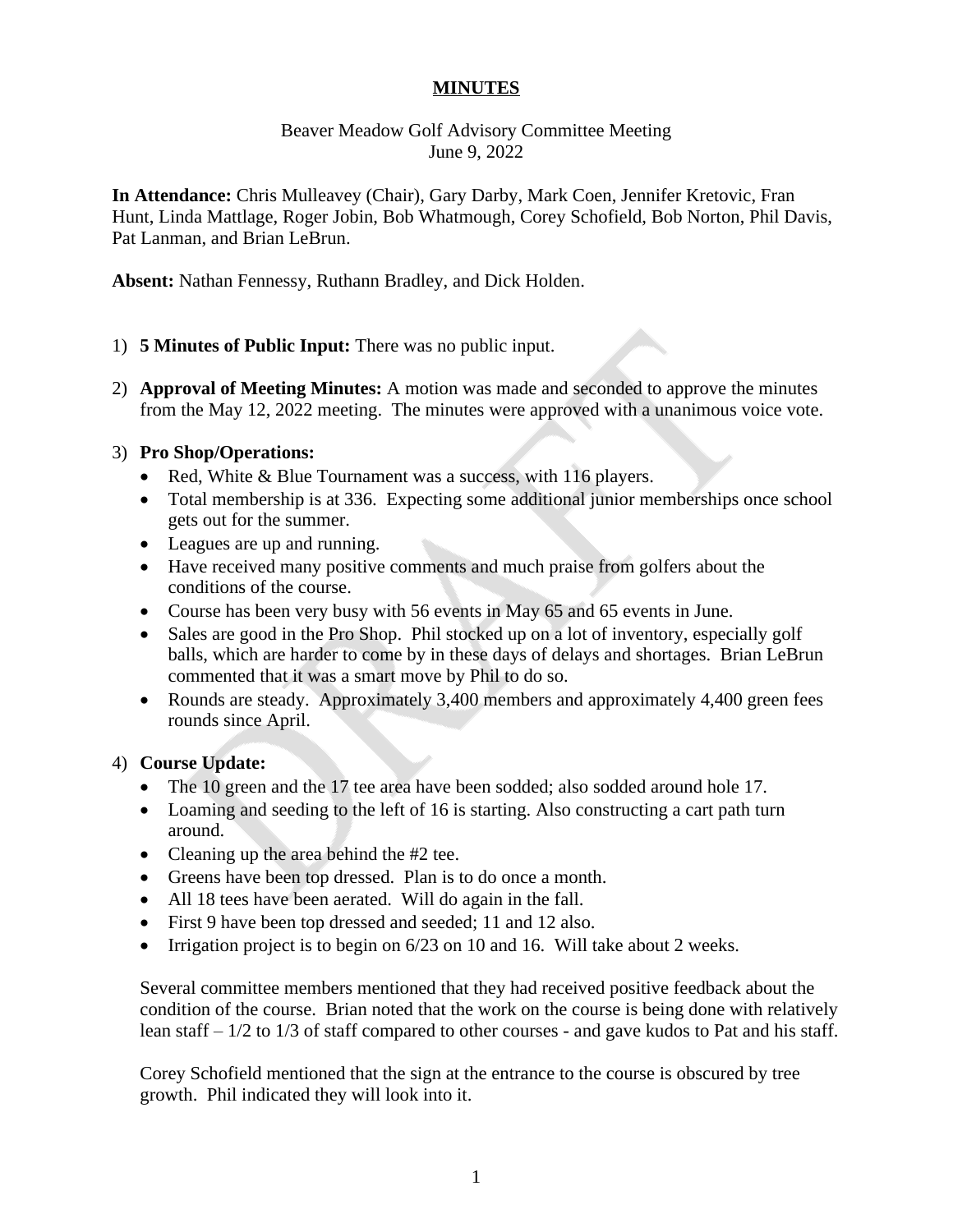**MINUTES**

Beaver Meadow Golf Advisory Committee Meeting
June 9, 2022

**In Attendance:** Chris Mulleavey (Chair), Gary Darby, Mark Coen, Jennifer Kretovic, Fran Hunt, Linda Mattlage, Roger Jobin, Bob Whatmough, Corey Schofield, Bob Norton, Phil Davis, Pat Lanman, and Brian LeBrun.

**Absent:** Nathan Fennessy, Ruthann Bradley, and Dick Holden.

1) **5 Minutes of Public Input:** There was no public input.

2) **Approval of Meeting Minutes:** A motion was made and seconded to approve the minutes from the May 12, 2022 meeting. The minutes were approved with a unanimous voice vote.

3) **Pro Shop/Operations:**
   - Red, White & Blue Tournament was a success, with 116 players.
   - Total membership is at 336. Expecting some additional junior memberships once school gets out for the summer.
   - Leagues are up and running.
   - Have received many positive comments and much praise from golfers about the conditions of the course.
   - Course has been very busy with 56 events in May 65 and 65 events in June.
   - Sales are good in the Pro Shop. Phil stocked up on a lot of inventory, especially golf balls, which are harder to come by in these days of delays and shortages. Brian LeBrun commented that it was a smart move by Phil to do so.
   - Rounds are steady. Approximately 3,400 members and approximately 4,400 green fees rounds since April.

4) **Course Update:**
   - The 10 green and the 17 tee area have been sodded; also sodded around hole 17.
   - Loaming and seeding to the left of 16 is starting. Also constructing a cart path turn around.
   - Cleaning up the area behind the #2 tee.
   - Greens have been top dressed. Plan is to do once a month.
   - All 18 tees have been aerated. Will do again in the fall.
   - First 9 have been top dressed and seeded; 11 and 12 also.
   - Irrigation project is to begin on 6/23 on 10 and 16. Will take about 2 weeks.

   Several committee members mentioned that they had received positive feedback about the condition of the course. Brian noted that the work on the course is being done with relatively lean staff – 1/2 to 1/3 of staff compared to other courses - and gave kudos to Pat and his staff.

   Corey Schofield mentioned that the sign at the entrance to the course is obscured by tree growth. Phil indicated they will look into it.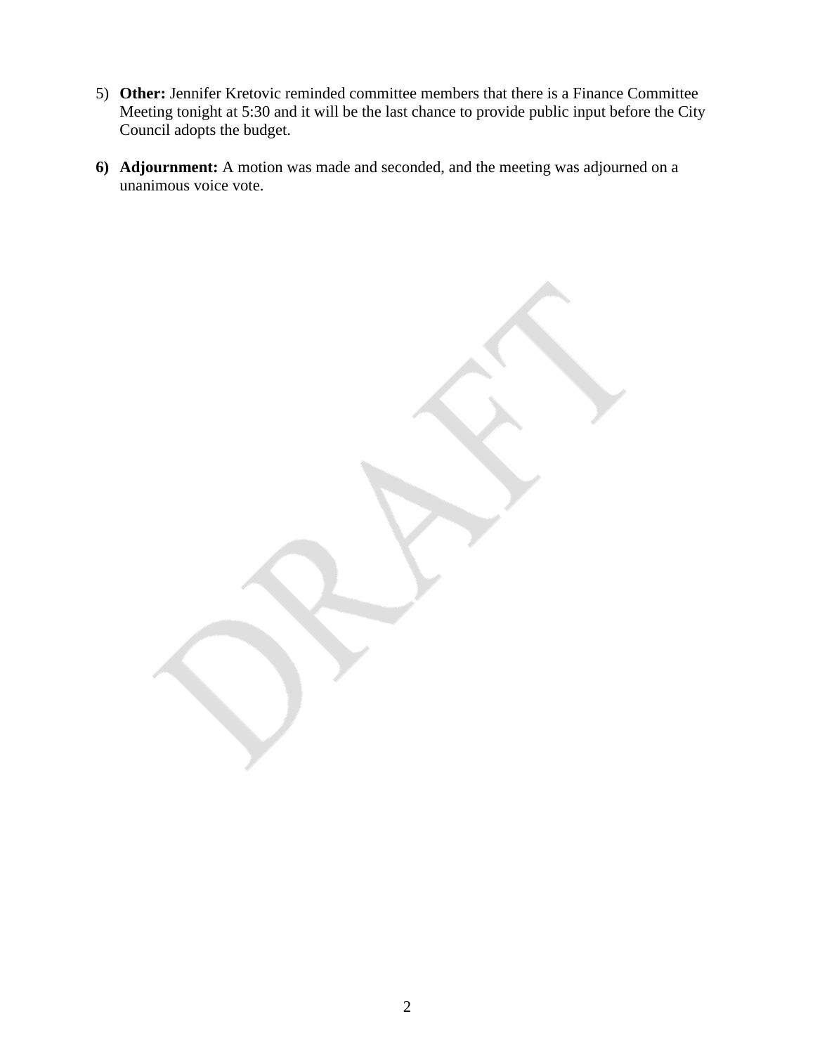5) **Other:** Jennifer Kretovic reminded committee members that there is a Finance Committee Meeting tonight at 5:30 and it will be the last chance to provide public input before the City Council adopts the budget.

6) **Adjournment:** A motion was made and seconded, and the meeting was adjourned on a unanimous voice vote.